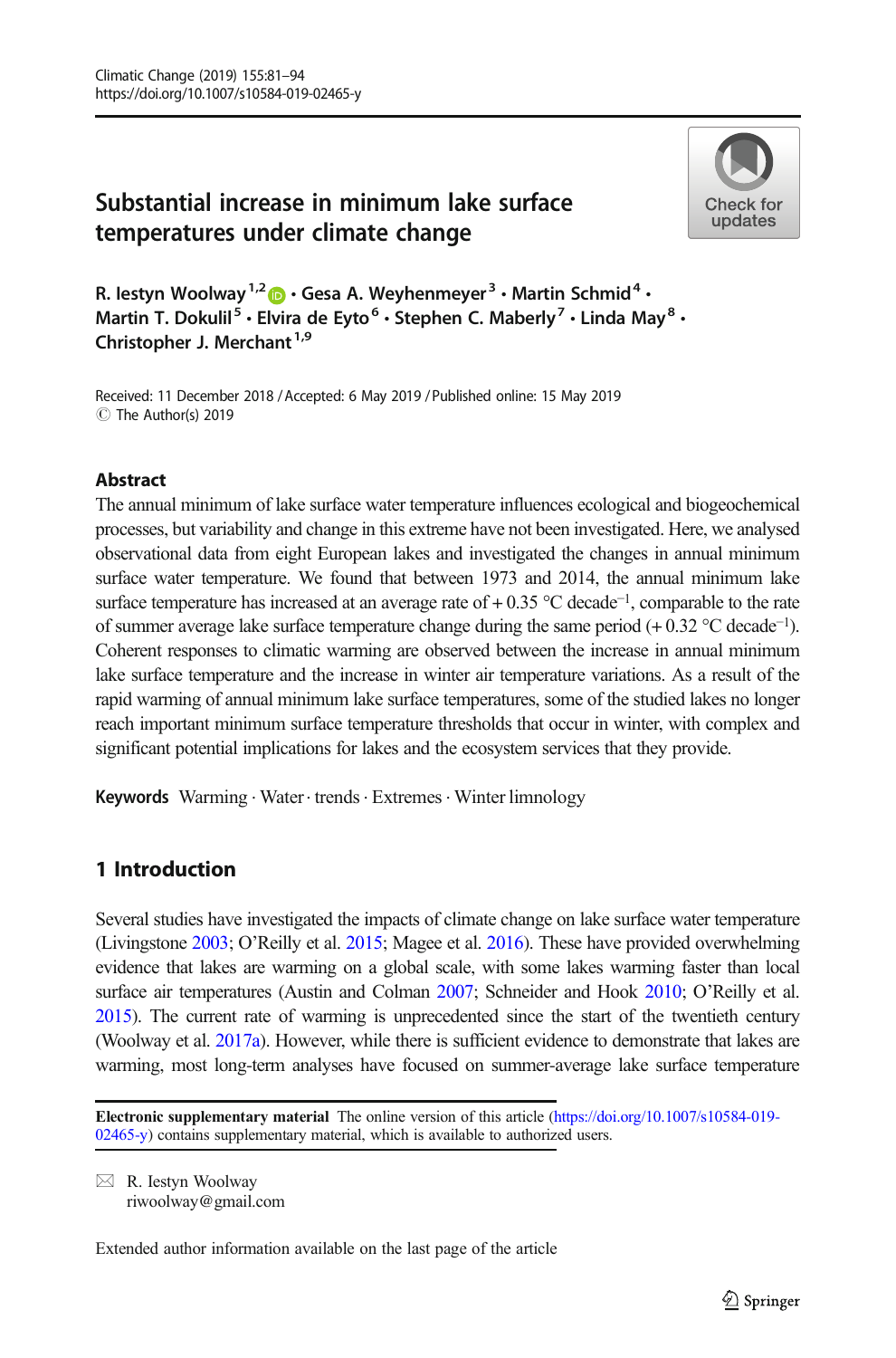# Substantial increase in minimum lake surface temperatures under climate change

R. Iestyn Woolway[1,2] • Gesa A. Weyhenmeyer[3] • Martin Schmid[4] • Martin T. Dokulil[5] • Elvira de Eyto[6] • Stephen C. Maberly[7] • Linda May[8] • Christopher J. Merchant[1,9]

Received: 11 December 2018 / Accepted: 6 May 2019 / Published online: 15 May 2019
© The Author(s) 2019

## Abstract

The annual minimum of lake surface water temperature influences ecological and biogeochemical processes, but variability and change in this extreme have not been investigated. Here, we analysed observational data from eight European lakes and investigated the changes in annual minimum surface water temperature. We found that between 1973 and 2014, the annual minimum lake surface temperature has increased at an average rate of + 0.35 °C decade$^{-1}$, comparable to the rate of summer average lake surface temperature change during the same period (+ 0.32 °C decade$^{-1}$). Coherent responses to climatic warming are observed between the increase in annual minimum lake surface temperature and the increase in winter air temperature variations. As a result of the rapid warming of annual minimum lake surface temperatures, some of the studied lakes no longer reach important minimum surface temperature thresholds that occur in winter, with complex and significant potential implications for lakes and the ecosystem services that they provide.

**Keywords** Warming · Water · trends · Extremes · Winter limnology

## 1 Introduction

Several studies have investigated the impacts of climate change on lake surface water temperature (Livingstone 2003; O'Reilly et al. 2015; Magee et al. 2016). These have provided overwhelming evidence that lakes are warming on a global scale, with some lakes warming faster than local surface air temperatures (Austin and Colman 2007; Schneider and Hook 2010; O'Reilly et al. 2015). The current rate of warming is unprecedented since the start of the twentieth century (Woolway et al. 2017a). However, while there is sufficient evidence to demonstrate that lakes are warming, most long-term analyses have focused on summer-average lake surface temperature

---

**Electronic supplementary material** The online version of this article (https://doi.org/10.1007/s10584-019-02465-y) contains supplementary material, which is available to authorized users.

✉ R. Iestyn Woolway
riwoolway@gmail.com

Extended author information available on the last page of the article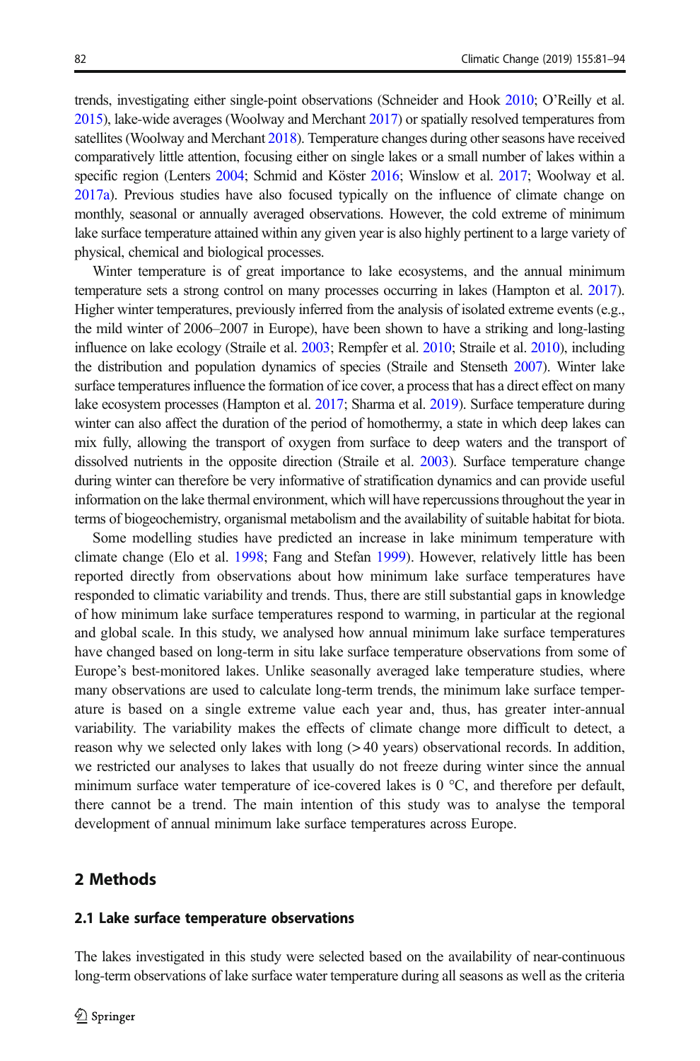trends, investigating either single-point observations (Schneider and Hook 2010; O'Reilly et al. 2015), lake-wide averages (Woolway and Merchant 2017) or spatially resolved temperatures from satellites (Woolway and Merchant 2018). Temperature changes during other seasons have received comparatively little attention, focusing either on single lakes or a small number of lakes within a specific region (Lenters 2004; Schmid and Köster 2016; Winslow et al. 2017; Woolway et al. 2017a). Previous studies have also focused typically on the influence of climate change on monthly, seasonal or annually averaged observations. However, the cold extreme of minimum lake surface temperature attained within any given year is also highly pertinent to a large variety of physical, chemical and biological processes.

Winter temperature is of great importance to lake ecosystems, and the annual minimum temperature sets a strong control on many processes occurring in lakes (Hampton et al. 2017). Higher winter temperatures, previously inferred from the analysis of isolated extreme events (e.g., the mild winter of 2006–2007 in Europe), have been shown to have a striking and long-lasting influence on lake ecology (Straile et al. 2003; Rempfer et al. 2010; Straile et al. 2010), including the distribution and population dynamics of species (Straile and Stenseth 2007). Winter lake surface temperatures influence the formation of ice cover, a process that has a direct effect on many lake ecosystem processes (Hampton et al. 2017; Sharma et al. 2019). Surface temperature during winter can also affect the duration of the period of homothermy, a state in which deep lakes can mix fully, allowing the transport of oxygen from surface to deep waters and the transport of dissolved nutrients in the opposite direction (Straile et al. 2003). Surface temperature change during winter can therefore be very informative of stratification dynamics and can provide useful information on the lake thermal environment, which will have repercussions throughout the year in terms of biogeochemistry, organismal metabolism and the availability of suitable habitat for biota.

Some modelling studies have predicted an increase in lake minimum temperature with climate change (Elo et al. 1998; Fang and Stefan 1999). However, relatively little has been reported directly from observations about how minimum lake surface temperatures have responded to climatic variability and trends. Thus, there are still substantial gaps in knowledge of how minimum lake surface temperatures respond to warming, in particular at the regional and global scale. In this study, we analysed how annual minimum lake surface temperatures have changed based on long-term in situ lake surface temperature observations from some of Europe's best-monitored lakes. Unlike seasonally averaged lake temperature studies, where many observations are used to calculate long-term trends, the minimum lake surface temperature is based on a single extreme value each year and, thus, has greater inter-annual variability. The variability makes the effects of climate change more difficult to detect, a reason why we selected only lakes with long (> 40 years) observational records. In addition, we restricted our analyses to lakes that usually do not freeze during winter since the annual minimum surface water temperature of ice-covered lakes is 0 °C, and therefore per default, there cannot be a trend. The main intention of this study was to analyse the temporal development of annual minimum lake surface temperatures across Europe.

## 2 Methods

### 2.1 Lake surface temperature observations

The lakes investigated in this study were selected based on the availability of near-continuous long-term observations of lake surface water temperature during all seasons as well as the criteria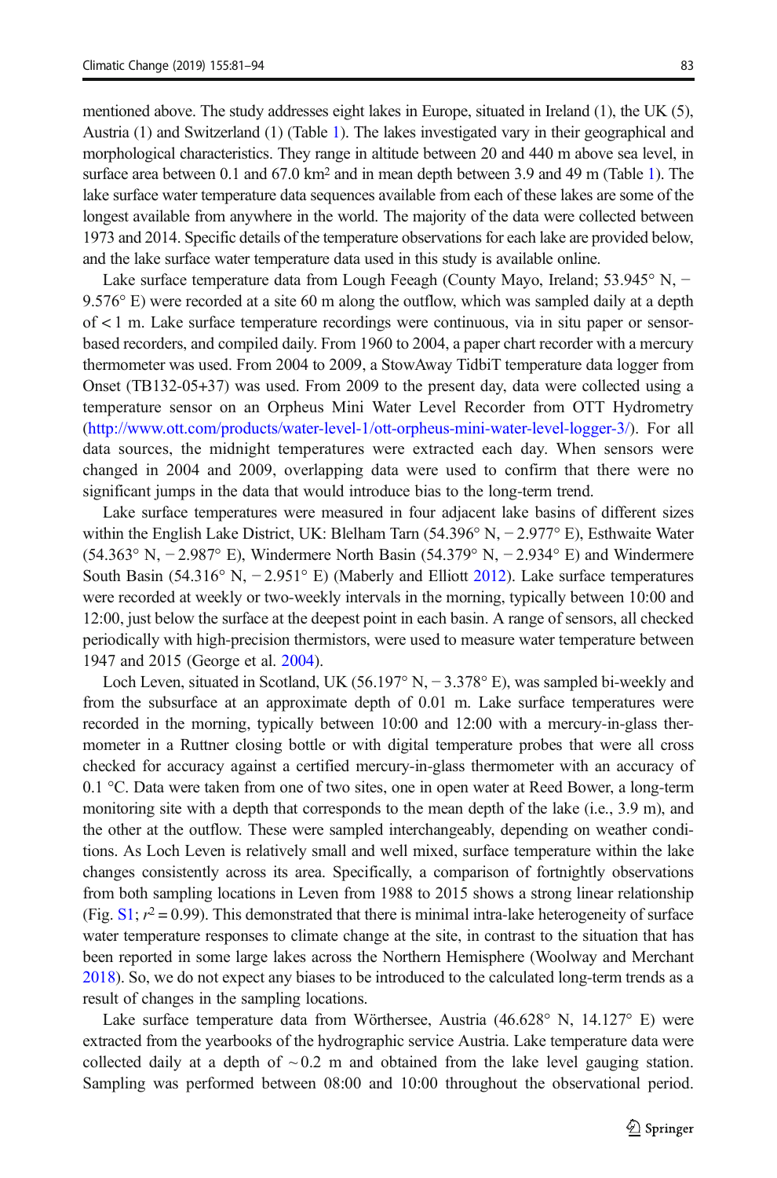mentioned above. The study addresses eight lakes in Europe, situated in Ireland (1), the UK (5), Austria (1) and Switzerland (1) (Table 1). The lakes investigated vary in their geographical and morphological characteristics. They range in altitude between 20 and 440 m above sea level, in surface area between 0.1 and 67.0 km$^2$ and in mean depth between 3.9 and 49 m (Table 1). The lake surface water temperature data sequences available from each of these lakes are some of the longest available from anywhere in the world. The majority of the data were collected between 1973 and 2014. Specific details of the temperature observations for each lake are provided below, and the lake surface water temperature data used in this study is available online.

Lake surface temperature data from Lough Feeagh (County Mayo, Ireland; 53.945° N, − 9.576° E) were recorded at a site 60 m along the outflow, which was sampled daily at a depth of < 1 m. Lake surface temperature recordings were continuous, via in situ paper or sensor-based recorders, and compiled daily. From 1960 to 2004, a paper chart recorder with a mercury thermometer was used. From 2004 to 2009, a StowAway TidbiT temperature data logger from Onset (TB132-05+37) was used. From 2009 to the present day, data were collected using a temperature sensor on an Orpheus Mini Water Level Recorder from OTT Hydrometry (http://www.ott.com/products/water-level-1/ott-orpheus-mini-water-level-logger-3/). For all data sources, the midnight temperatures were extracted each day. When sensors were changed in 2004 and 2009, overlapping data were used to confirm that there were no significant jumps in the data that would introduce bias to the long-term trend.

Lake surface temperatures were measured in four adjacent lake basins of different sizes within the English Lake District, UK: Blelham Tarn (54.396° N, − 2.977° E), Esthwaite Water (54.363° N, − 2.987° E), Windermere North Basin (54.379° N, − 2.934° E) and Windermere South Basin (54.316° N, − 2.951° E) (Maberly and Elliott 2012). Lake surface temperatures were recorded at weekly or two-weekly intervals in the morning, typically between 10:00 and 12:00, just below the surface at the deepest point in each basin. A range of sensors, all checked periodically with high-precision thermistors, were used to measure water temperature between 1947 and 2015 (George et al. 2004).

Loch Leven, situated in Scotland, UK (56.197° N, − 3.378° E), was sampled bi-weekly and from the subsurface at an approximate depth of 0.01 m. Lake surface temperatures were recorded in the morning, typically between 10:00 and 12:00 with a mercury-in-glass thermometer in a Ruttner closing bottle or with digital temperature probes that were all cross checked for accuracy against a certified mercury-in-glass thermometer with an accuracy of 0.1 °C. Data were taken from one of two sites, one in open water at Reed Bower, a long-term monitoring site with a depth that corresponds to the mean depth of the lake (i.e., 3.9 m), and the other at the outflow. These were sampled interchangeably, depending on weather conditions. As Loch Leven is relatively small and well mixed, surface temperature within the lake changes consistently across its area. Specifically, a comparison of fortnightly observations from both sampling locations in Leven from 1988 to 2015 shows a strong linear relationship (Fig. S1; $r^2 = 0.99$). This demonstrated that there is minimal intra-lake heterogeneity of surface water temperature responses to climate change at the site, in contrast to the situation that has been reported in some large lakes across the Northern Hemisphere (Woolway and Merchant 2018). So, we do not expect any biases to be introduced to the calculated long-term trends as a result of changes in the sampling locations.

Lake surface temperature data from Wörthersee, Austria (46.628° N, 14.127° E) were extracted from the yearbooks of the hydrographic service Austria. Lake temperature data were collected daily at a depth of ~ 0.2 m and obtained from the lake level gauging station. Sampling was performed between 08:00 and 10:00 throughout the observational period.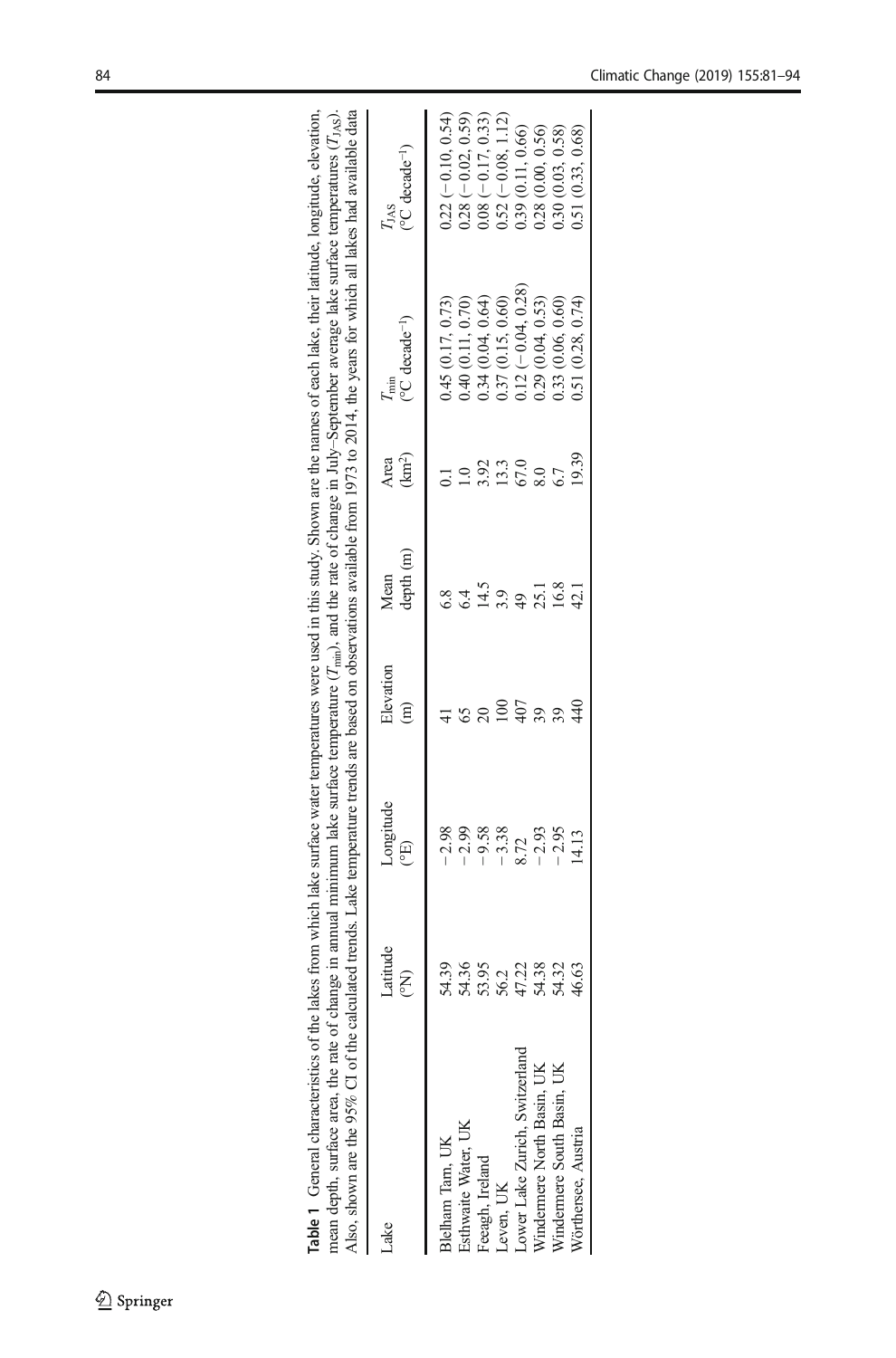**Table 1** General characteristics of the lakes from which lake surface water temperatures were used in this study. Shown are the names of each lake, their latitude, longitude, elevation, mean depth, surface area, the rate of change in annual minimum lake surface temperature ($T_{min}$), and the rate of change in July–September average lake surface temperatures ($T_{JAS}$). Also, shown are the 95% CI of the calculated trends. Lake temperature trends are based on observations available from 1973 to 2014, the years for which all lakes had available data

| Lake | Latitude (°N) | Longitude (°E) | Elevation (m) | Mean depth (m) | Area (km$^2$) | $T_{min}$ (°C decade$^{-1}$) | $T_{JAS}$ (°C decade$^{-1}$) |
|---|---|---|---|---|---|---|---|
| Blelham Tarn, UK | 54.39 | − 2.98 | 41 | 6.8 | 0.1 | 0.45 (0.17, 0.73) | 0.22 (− 0.10, 0.54) |
| Esthwaite Water, UK | 54.36 | − 2.99 | 65 | 6.4 | 1.0 | 0.40 (0.11, 0.70) | 0.28 (− 0.02, 0.59) |
| Feeagh, Ireland | 53.95 | − 9.58 | 20 | 14.5 | 3.92 | 0.34 (0.04, 0.64) | 0.08 (− 0.17, 0.33) |
| Leven, UK | 56.2 | − 3.38 | 100 | 3.9 | 13.3 | 0.37 (0.15, 0.60) | 0.52 (− 0.08, 1.12) |
| Lower Lake Zurich, Switzerland | 47.22 | 8.72 | 407 | 49 | 67.0 | 0.12 (− 0.04, 0.28) | 0.39 (0.11, 0.66) |
| Windermere North Basin, UK | 54.38 | − 2.93 | 39 | 25.1 | 8.0 | 0.29 (0.04, 0.53) | 0.28 (0.00, 0.56) |
| Windermere South Basin, UK | 54.32 | − 2.95 | 39 | 16.8 | 6.7 | 0.33 (0.06, 0.60) | 0.30 (0.03, 0.58) |
| Wörthersee, Austria | 46.63 | 14.13 | 440 | 42.1 | 19.39 | 0.51 (0.28, 0.74) | 0.51 (0.33, 0.68) |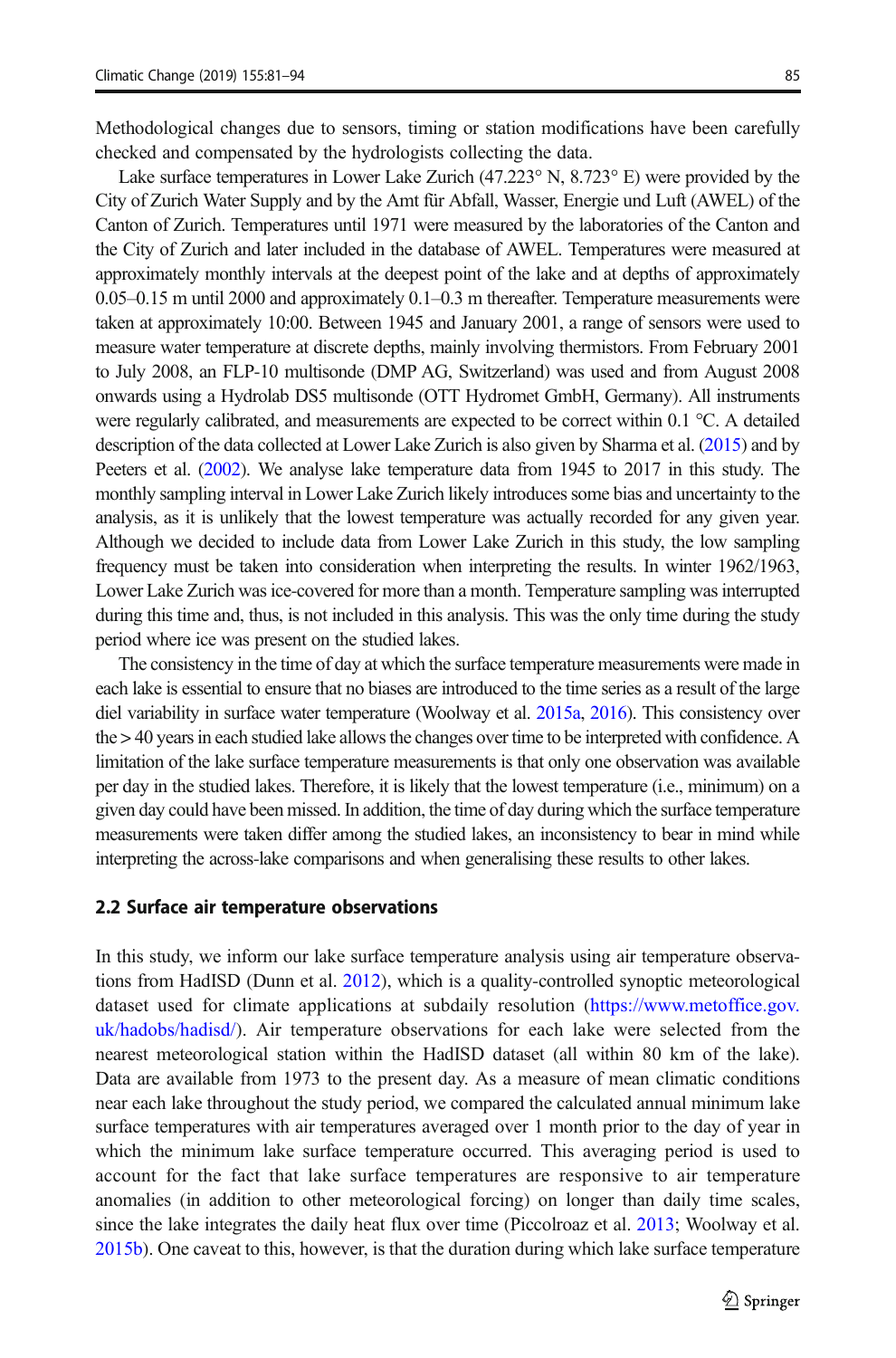Methodological changes due to sensors, timing or station modifications have been carefully checked and compensated by the hydrologists collecting the data.

Lake surface temperatures in Lower Lake Zurich (47.223° N, 8.723° E) were provided by the City of Zurich Water Supply and by the Amt für Abfall, Wasser, Energie und Luft (AWEL) of the Canton of Zurich. Temperatures until 1971 were measured by the laboratories of the Canton and the City of Zurich and later included in the database of AWEL. Temperatures were measured at approximately monthly intervals at the deepest point of the lake and at depths of approximately 0.05–0.15 m until 2000 and approximately 0.1–0.3 m thereafter. Temperature measurements were taken at approximately 10:00. Between 1945 and January 2001, a range of sensors were used to measure water temperature at discrete depths, mainly involving thermistors. From February 2001 to July 2008, an FLP-10 multisonde (DMP AG, Switzerland) was used and from August 2008 onwards using a Hydrolab DS5 multisonde (OTT Hydromet GmbH, Germany). All instruments were regularly calibrated, and measurements are expected to be correct within 0.1 °C. A detailed description of the data collected at Lower Lake Zurich is also given by Sharma et al. (2015) and by Peeters et al. (2002). We analyse lake temperature data from 1945 to 2017 in this study. The monthly sampling interval in Lower Lake Zurich likely introduces some bias and uncertainty to the analysis, as it is unlikely that the lowest temperature was actually recorded for any given year. Although we decided to include data from Lower Lake Zurich in this study, the low sampling frequency must be taken into consideration when interpreting the results. In winter 1962/1963, Lower Lake Zurich was ice-covered for more than a month. Temperature sampling was interrupted during this time and, thus, is not included in this analysis. This was the only time during the study period where ice was present on the studied lakes.

The consistency in the time of day at which the surface temperature measurements were made in each lake is essential to ensure that no biases are introduced to the time series as a result of the large diel variability in surface water temperature (Woolway et al. 2015a, 2016). This consistency over the > 40 years in each studied lake allows the changes over time to be interpreted with confidence. A limitation of the lake surface temperature measurements is that only one observation was available per day in the studied lakes. Therefore, it is likely that the lowest temperature (i.e., minimum) on a given day could have been missed. In addition, the time of day during which the surface temperature measurements were taken differ among the studied lakes, an inconsistency to bear in mind while interpreting the across-lake comparisons and when generalising these results to other lakes.

### 2.2 Surface air temperature observations

In this study, we inform our lake surface temperature analysis using air temperature observations from HadISD (Dunn et al. 2012), which is a quality-controlled synoptic meteorological dataset used for climate applications at subdaily resolution (https://www.metoffice.gov.uk/hadobs/hadisd/). Air temperature observations for each lake were selected from the nearest meteorological station within the HadISD dataset (all within 80 km of the lake). Data are available from 1973 to the present day. As a measure of mean climatic conditions near each lake throughout the study period, we compared the calculated annual minimum lake surface temperatures with air temperatures averaged over 1 month prior to the day of year in which the minimum lake surface temperature occurred. This averaging period is used to account for the fact that lake surface temperatures are responsive to air temperature anomalies (in addition to other meteorological forcing) on longer than daily time scales, since the lake integrates the daily heat flux over time (Piccolroaz et al. 2013; Woolway et al. 2015b). One caveat to this, however, is that the duration during which lake surface temperature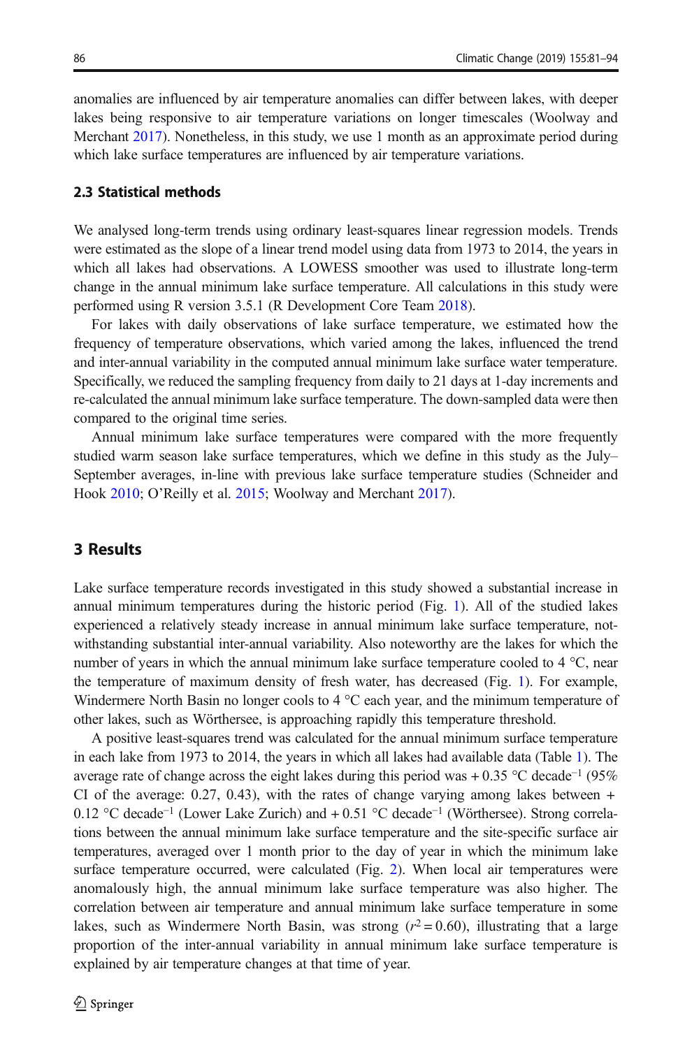anomalies are influenced by air temperature anomalies can differ between lakes, with deeper lakes being responsive to air temperature variations on longer timescales (Woolway and Merchant 2017). Nonetheless, in this study, we use 1 month as an approximate period during which lake surface temperatures are influenced by air temperature variations.

### 2.3 Statistical methods

We analysed long-term trends using ordinary least-squares linear regression models. Trends were estimated as the slope of a linear trend model using data from 1973 to 2014, the years in which all lakes had observations. A LOWESS smoother was used to illustrate long-term change in the annual minimum lake surface temperature. All calculations in this study were performed using R version 3.5.1 (R Development Core Team 2018).

For lakes with daily observations of lake surface temperature, we estimated how the frequency of temperature observations, which varied among the lakes, influenced the trend and inter-annual variability in the computed annual minimum lake surface water temperature. Specifically, we reduced the sampling frequency from daily to 21 days at 1-day increments and re-calculated the annual minimum lake surface temperature. The down-sampled data were then compared to the original time series.

Annual minimum lake surface temperatures were compared with the more frequently studied warm season lake surface temperatures, which we define in this study as the July–September averages, in-line with previous lake surface temperature studies (Schneider and Hook 2010; O'Reilly et al. 2015; Woolway and Merchant 2017).

## 3 Results

Lake surface temperature records investigated in this study showed a substantial increase in annual minimum temperatures during the historic period (Fig. 1). All of the studied lakes experienced a relatively steady increase in annual minimum lake surface temperature, notwithstanding substantial inter-annual variability. Also noteworthy are the lakes for which the number of years in which the annual minimum lake surface temperature cooled to 4 °C, near the temperature of maximum density of fresh water, has decreased (Fig. 1). For example, Windermere North Basin no longer cools to 4 °C each year, and the minimum temperature of other lakes, such as Wörthersee, is approaching rapidly this temperature threshold.

A positive least-squares trend was calculated for the annual minimum surface temperature in each lake from 1973 to 2014, the years in which all lakes had available data (Table 1). The average rate of change across the eight lakes during this period was + 0.35 °C decade$^{-1}$ (95% CI of the average: 0.27, 0.43), with the rates of change varying among lakes between + 0.12 °C decade$^{-1}$ (Lower Lake Zurich) and + 0.51 °C decade$^{-1}$ (Wörthersee). Strong correlations between the annual minimum lake surface temperature and the site-specific surface air temperatures, averaged over 1 month prior to the day of year in which the minimum lake surface temperature occurred, were calculated (Fig. 2). When local air temperatures were anomalously high, the annual minimum lake surface temperature was also higher. The correlation between air temperature and annual minimum lake surface temperature in some lakes, such as Windermere North Basin, was strong ($r^2 = 0.60$), illustrating that a large proportion of the inter-annual variability in annual minimum lake surface temperature is explained by air temperature changes at that time of year.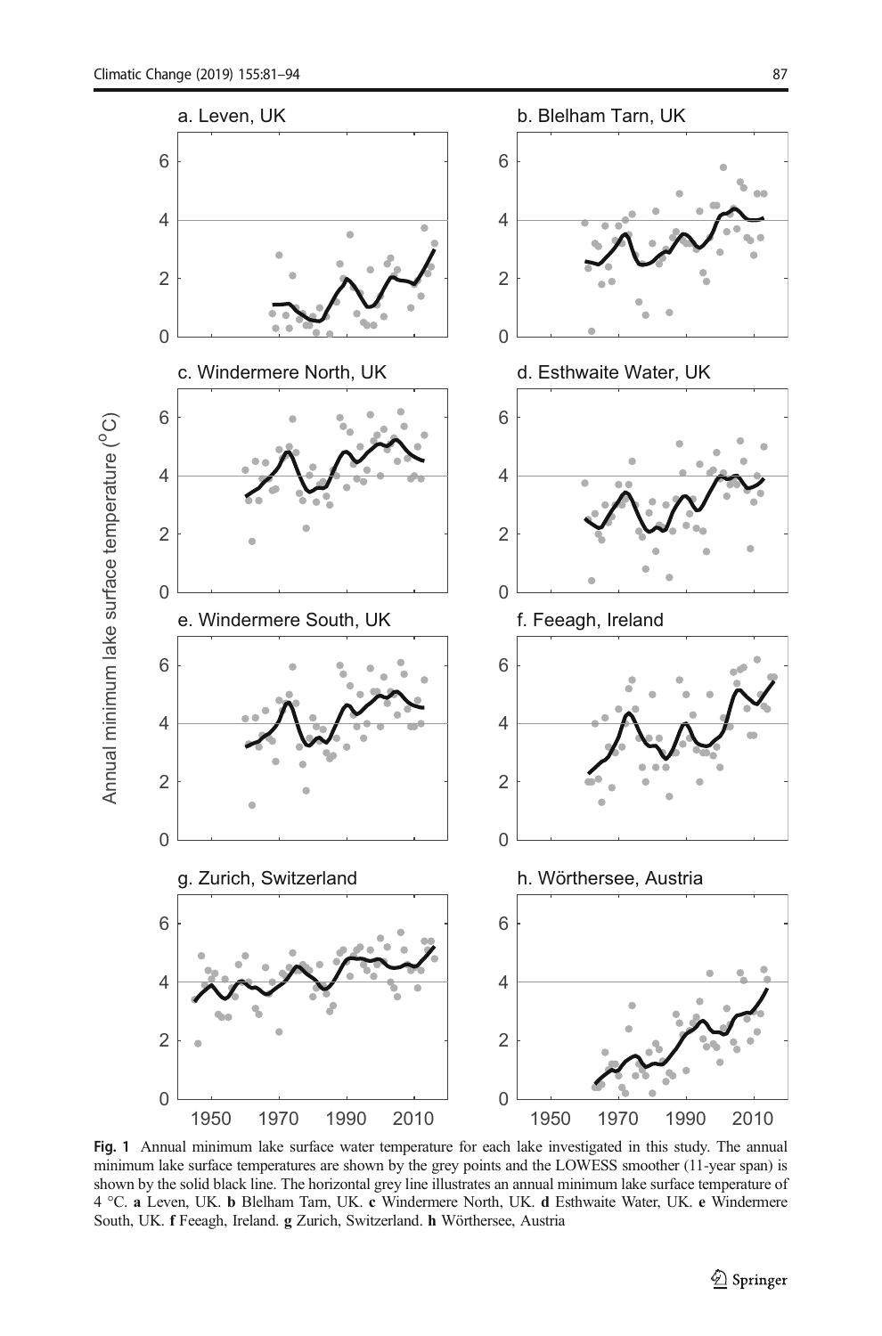Fig. 1 Annual minimum lake surface water temperature for each lake investigated in this study. The annual minimum lake surface temperatures are shown by the grey points and the LOWESS smoother (11-year span) is shown by the solid black line. The horizontal grey line illustrates an annual minimum lake surface temperature of 4 °C. **a** Leven, UK. **b** Blelham Tarn, UK. **c** Windermere North, UK. **d** Esthwaite Water, UK. **e** Windermere South, UK. **f** Feeagh, Ireland. **g** Zurich, Switzerland. **h** Wörthersee, Austria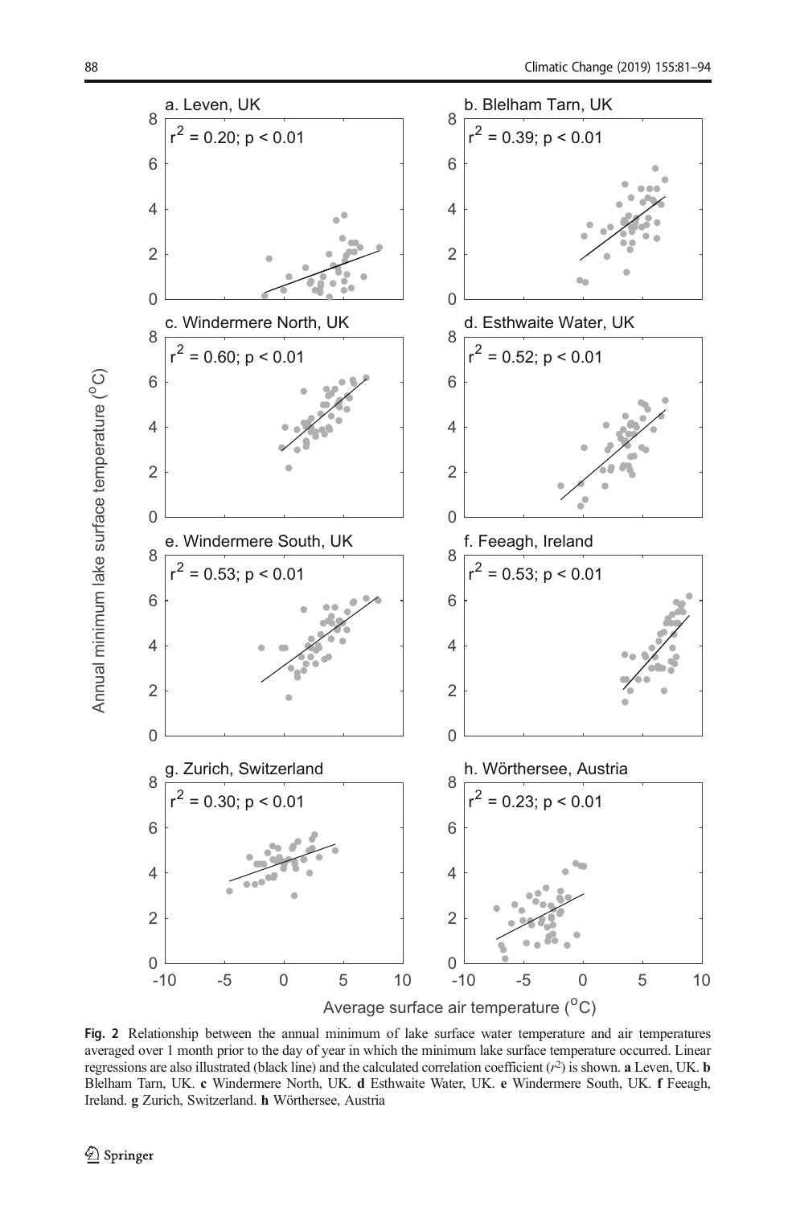**Fig. 2** Relationship between the annual minimum of lake surface water temperature and air temperatures averaged over 1 month prior to the day of year in which the minimum lake surface temperature occurred. Linear regressions are also illustrated (black line) and the calculated correlation coefficient ($r^2$) is shown. **a** Leven, UK. **b** Blelham Tarn, UK. **c** Windermere North, UK. **d** Esthwaite Water, UK. **e** Windermere South, UK. **f** Feeagh, Ireland. **g** Zurich, Switzerland. **h** Wörthersee, Austria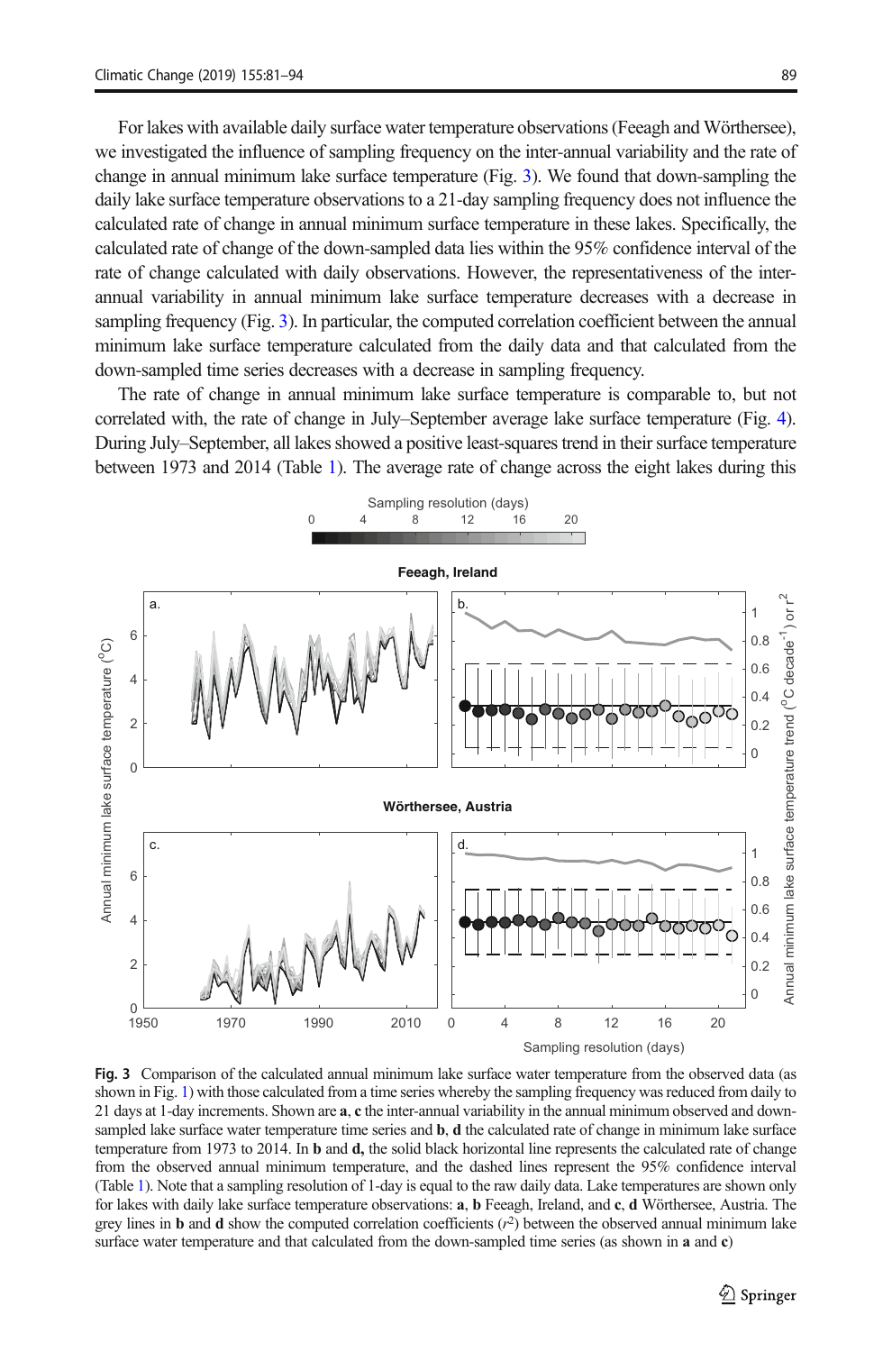For lakes with available daily surface water temperature observations (Feeagh and Wörthersee), we investigated the influence of sampling frequency on the inter-annual variability and the rate of change in annual minimum lake surface temperature (Fig. 3). We found that down-sampling the daily lake surface temperature observations to a 21-day sampling frequency does not influence the calculated rate of change in annual minimum surface temperature in these lakes. Specifically, the calculated rate of change of the down-sampled data lies within the 95% confidence interval of the rate of change calculated with daily observations. However, the representativeness of the inter-annual variability in annual minimum lake surface temperature decreases with a decrease in sampling frequency (Fig. 3). In particular, the computed correlation coefficient between the annual minimum lake surface temperature calculated from the daily data and that calculated from the down-sampled time series decreases with a decrease in sampling frequency.

The rate of change in annual minimum lake surface temperature is comparable to, but not correlated with, the rate of change in July–September average lake surface temperature (Fig. 4). During July–September, all lakes showed a positive least-squares trend in their surface temperature between 1973 and 2014 (Table 1). The average rate of change across the eight lakes during this

**Fig. 3** Comparison of the calculated annual minimum lake surface water temperature from the observed data (as shown in Fig. 1) with those calculated from a time series whereby the sampling frequency was reduced from daily to 21 days at 1-day increments. Shown are **a**, **c** the inter-annual variability in the annual minimum observed and down-sampled lake surface water temperature time series and **b**, **d** the calculated rate of change in minimum lake surface temperature from 1973 to 2014. In **b** and **d,** the solid black horizontal line represents the calculated rate of change from the observed annual minimum temperature, and the dashed lines represent the 95% confidence interval (Table 1). Note that a sampling resolution of 1-day is equal to the raw daily data. Lake temperatures are shown only for lakes with daily lake surface temperature observations: **a**, **b** Feeagh, Ireland, and **c**, **d** Wörthersee, Austria. The grey lines in **b** and **d** show the computed correlation coefficients ($r^2$) between the observed annual minimum lake surface water temperature and that calculated from the down-sampled time series (as shown in **a** and **c**)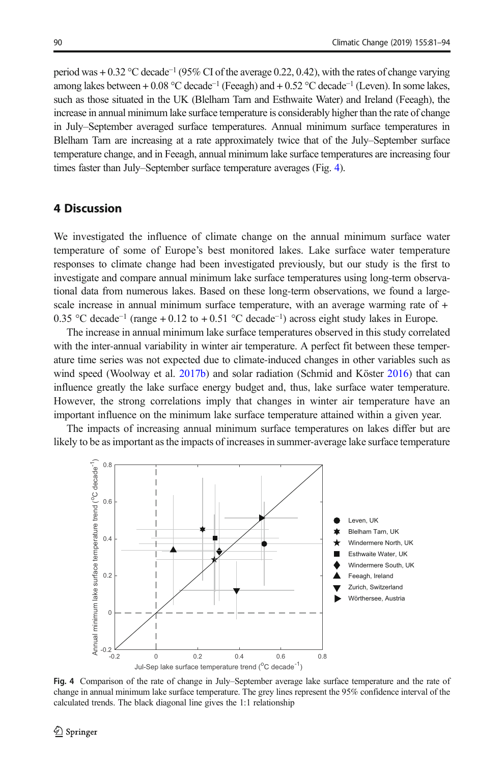period was + 0.32 °C decade$^{-1}$ (95% CI of the average 0.22, 0.42), with the rates of change varying among lakes between + 0.08 °C decade$^{-1}$ (Feeagh) and + 0.52 °C decade$^{-1}$ (Leven). In some lakes, such as those situated in the UK (Blelham Tarn and Esthwaite Water) and Ireland (Feeagh), the increase in annual minimum lake surface temperature is considerably higher than the rate of change in July–September averaged surface temperatures. Annual minimum surface temperatures in Blelham Tarn are increasing at a rate approximately twice that of the July–September surface temperature change, and in Feeagh, annual minimum lake surface temperatures are increasing four times faster than July–September surface temperature averages (Fig. 4).

## 4 Discussion

We investigated the influence of climate change on the annual minimum surface water temperature of some of Europe's best monitored lakes. Lake surface water temperature responses to climate change had been investigated previously, but our study is the first to investigate and compare annual minimum lake surface temperatures using long-term observational data from numerous lakes. Based on these long-term observations, we found a large-scale increase in annual minimum surface temperature, with an average warming rate of + 0.35 °C decade$^{-1}$ (range + 0.12 to + 0.51 °C decade$^{-1}$) across eight study lakes in Europe.

The increase in annual minimum lake surface temperatures observed in this study correlated with the inter-annual variability in winter air temperature. A perfect fit between these temperature time series was not expected due to climate-induced changes in other variables such as wind speed (Woolway et al. 2017b) and solar radiation (Schmid and Köster 2016) that can influence greatly the lake surface energy budget and, thus, lake surface water temperature. However, the strong correlations imply that changes in winter air temperature have an important influence on the minimum lake surface temperature attained within a given year.

The impacts of increasing annual minimum surface temperatures on lakes differ but are likely to be as important as the impacts of increases in summer-average lake surface temperature

**Fig. 4** Comparison of the rate of change in July–September average lake surface temperature and the rate of change in annual minimum lake surface temperature. The grey lines represent the 95% confidence interval of the calculated trends. The black diagonal line gives the 1:1 relationship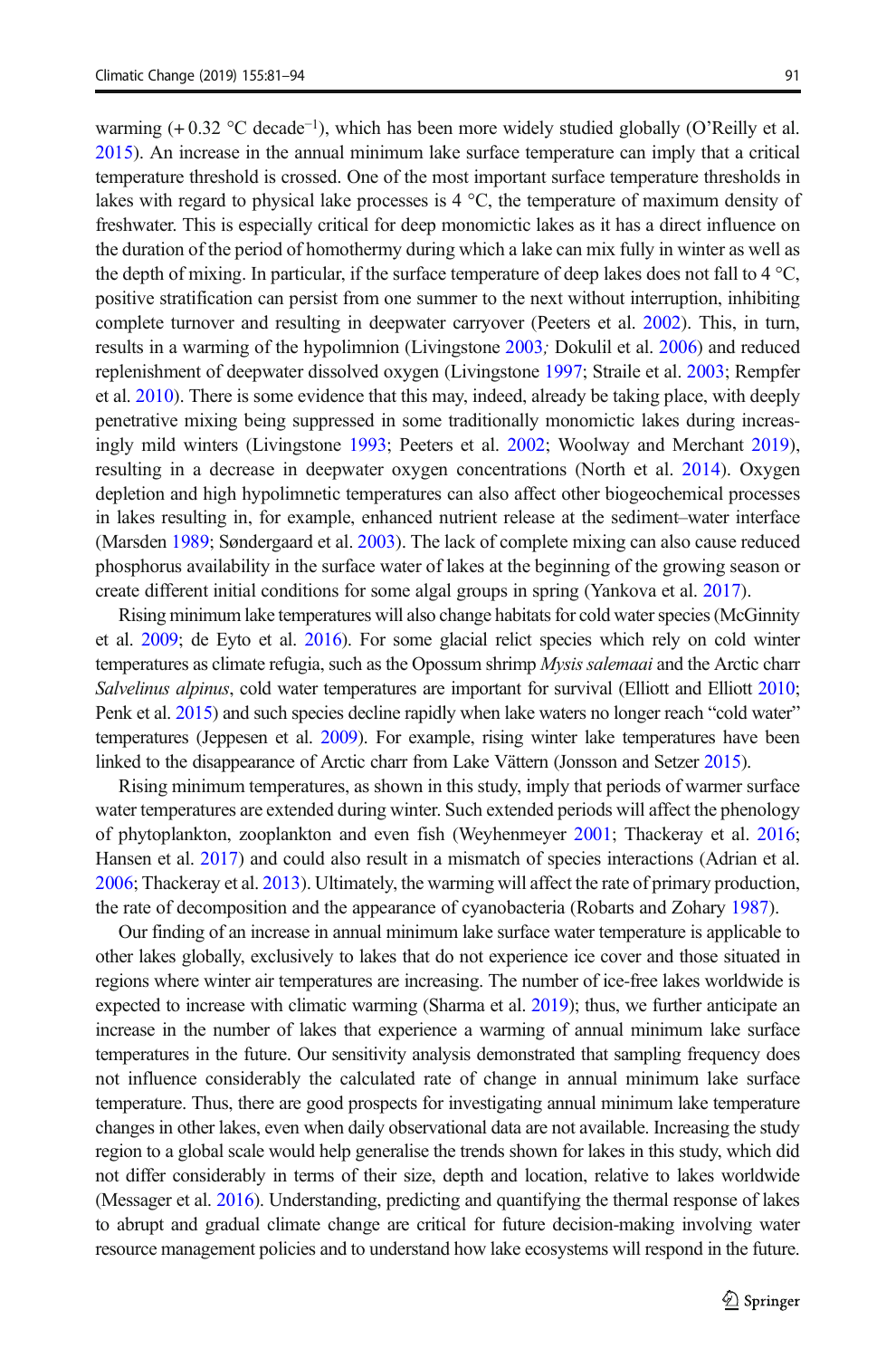warming (+ 0.32 °C decade$^{-1}$), which has been more widely studied globally (O'Reilly et al. 2015). An increase in the annual minimum lake surface temperature can imply that a critical temperature threshold is crossed. One of the most important surface temperature thresholds in lakes with regard to physical lake processes is 4 °C, the temperature of maximum density of freshwater. This is especially critical for deep monomictic lakes as it has a direct influence on the duration of the period of homothermy during which a lake can mix fully in winter as well as the depth of mixing. In particular, if the surface temperature of deep lakes does not fall to 4 °C, positive stratification can persist from one summer to the next without interruption, inhibiting complete turnover and resulting in deepwater carryover (Peeters et al. 2002). This, in turn, results in a warming of the hypolimnion (Livingstone 2003; Dokulil et al. 2006) and reduced replenishment of deepwater dissolved oxygen (Livingstone 1997; Straile et al. 2003; Rempfer et al. 2010). There is some evidence that this may, indeed, already be taking place, with deeply penetrative mixing being suppressed in some traditionally monomictic lakes during increasingly mild winters (Livingstone 1993; Peeters et al. 2002; Woolway and Merchant 2019), resulting in a decrease in deepwater oxygen concentrations (North et al. 2014). Oxygen depletion and high hypolimnetic temperatures can also affect other biogeochemical processes in lakes resulting in, for example, enhanced nutrient release at the sediment–water interface (Marsden 1989; Søndergaard et al. 2003). The lack of complete mixing can also cause reduced phosphorus availability in the surface water of lakes at the beginning of the growing season or create different initial conditions for some algal groups in spring (Yankova et al. 2017).

Rising minimum lake temperatures will also change habitats for cold water species (McGinnity et al. 2009; de Eyto et al. 2016). For some glacial relict species which rely on cold winter temperatures as climate refugia, such as the Opossum shrimp *Mysis salemaai* and the Arctic charr *Salvelinus alpinus*, cold water temperatures are important for survival (Elliott and Elliott 2010; Penk et al. 2015) and such species decline rapidly when lake waters no longer reach "cold water" temperatures (Jeppesen et al. 2009). For example, rising winter lake temperatures have been linked to the disappearance of Arctic charr from Lake Vättern (Jonsson and Setzer 2015).

Rising minimum temperatures, as shown in this study, imply that periods of warmer surface water temperatures are extended during winter. Such extended periods will affect the phenology of phytoplankton, zooplankton and even fish (Weyhenmeyer 2001; Thackeray et al. 2016; Hansen et al. 2017) and could also result in a mismatch of species interactions (Adrian et al. 2006; Thackeray et al. 2013). Ultimately, the warming will affect the rate of primary production, the rate of decomposition and the appearance of cyanobacteria (Robarts and Zohary 1987).

Our finding of an increase in annual minimum lake surface water temperature is applicable to other lakes globally, exclusively to lakes that do not experience ice cover and those situated in regions where winter air temperatures are increasing. The number of ice-free lakes worldwide is expected to increase with climatic warming (Sharma et al. 2019); thus, we further anticipate an increase in the number of lakes that experience a warming of annual minimum lake surface temperatures in the future. Our sensitivity analysis demonstrated that sampling frequency does not influence considerably the calculated rate of change in annual minimum lake surface temperature. Thus, there are good prospects for investigating annual minimum lake temperature changes in other lakes, even when daily observational data are not available. Increasing the study region to a global scale would help generalise the trends shown for lakes in this study, which did not differ considerably in terms of their size, depth and location, relative to lakes worldwide (Messager et al. 2016). Understanding, predicting and quantifying the thermal response of lakes to abrupt and gradual climate change are critical for future decision-making involving water resource management policies and to understand how lake ecosystems will respond in the future.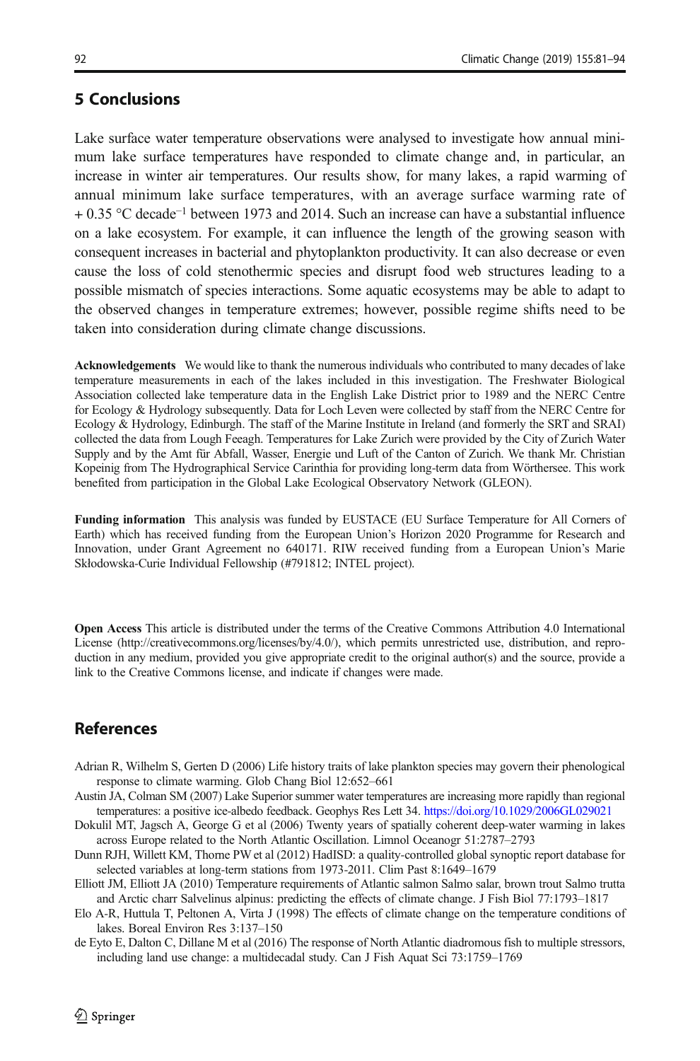## 5 Conclusions

Lake surface water temperature observations were analysed to investigate how annual minimum lake surface temperatures have responded to climate change and, in particular, an increase in winter air temperatures. Our results show, for many lakes, a rapid warming of annual minimum lake surface temperatures, with an average surface warming rate of + 0.35 °C decade$^{-1}$ between 1973 and 2014. Such an increase can have a substantial influence on a lake ecosystem. For example, it can influence the length of the growing season with consequent increases in bacterial and phytoplankton productivity. It can also decrease or even cause the loss of cold stenothermic species and disrupt food web structures leading to a possible mismatch of species interactions. Some aquatic ecosystems may be able to adapt to the observed changes in temperature extremes; however, possible regime shifts need to be taken into consideration during climate change discussions.

**Acknowledgements** We would like to thank the numerous individuals who contributed to many decades of lake temperature measurements in each of the lakes included in this investigation. The Freshwater Biological Association collected lake temperature data in the English Lake District prior to 1989 and the NERC Centre for Ecology & Hydrology subsequently. Data for Loch Leven were collected by staff from the NERC Centre for Ecology & Hydrology, Edinburgh. The staff of the Marine Institute in Ireland (and formerly the SRT and SRAI) collected the data from Lough Feeagh. Temperatures for Lake Zurich were provided by the City of Zurich Water Supply and by the Amt für Abfall, Wasser, Energie und Luft of the Canton of Zurich. We thank Mr. Christian Kopeinig from The Hydrographical Service Carinthia for providing long-term data from Wörthersee. This work benefited from participation in the Global Lake Ecological Observatory Network (GLEON).

**Funding information** This analysis was funded by EUSTACE (EU Surface Temperature for All Corners of Earth) which has received funding from the European Union's Horizon 2020 Programme for Research and Innovation, under Grant Agreement no 640171. RIW received funding from a European Union's Marie Skłodowska-Curie Individual Fellowship (#791812; INTEL project).

**Open Access** This article is distributed under the terms of the Creative Commons Attribution 4.0 International License (http://creativecommons.org/licenses/by/4.0/), which permits unrestricted use, distribution, and reproduction in any medium, provided you give appropriate credit to the original author(s) and the source, provide a link to the Creative Commons license, and indicate if changes were made.

## References

Adrian R, Wilhelm S, Gerten D (2006) Life history traits of lake plankton species may govern their phenological response to climate warming. Glob Chang Biol 12:652–661

Austin JA, Colman SM (2007) Lake Superior summer water temperatures are increasing more rapidly than regional temperatures: a positive ice-albedo feedback. Geophys Res Lett 34. https://doi.org/10.1029/2006GL029021

Dokulil MT, Jagsch A, George G et al (2006) Twenty years of spatially coherent deep-water warming in lakes across Europe related to the North Atlantic Oscillation. Limnol Oceanogr 51:2787–2793

Dunn RJH, Willett KM, Thorne PW et al (2012) HadISD: a quality-controlled global synoptic report database for selected variables at long-term stations from 1973-2011. Clim Past 8:1649–1679

Elliott JM, Elliott JA (2010) Temperature requirements of Atlantic salmon Salmo salar, brown trout Salmo trutta and Arctic charr Salvelinus alpinus: predicting the effects of climate change. J Fish Biol 77:1793–1817

Elo A-R, Huttula T, Peltonen A, Virta J (1998) The effects of climate change on the temperature conditions of lakes. Boreal Environ Res 3:137–150

de Eyto E, Dalton C, Dillane M et al (2016) The response of North Atlantic diadromous fish to multiple stressors, including land use change: a multidecadal study. Can J Fish Aquat Sci 73:1759–1769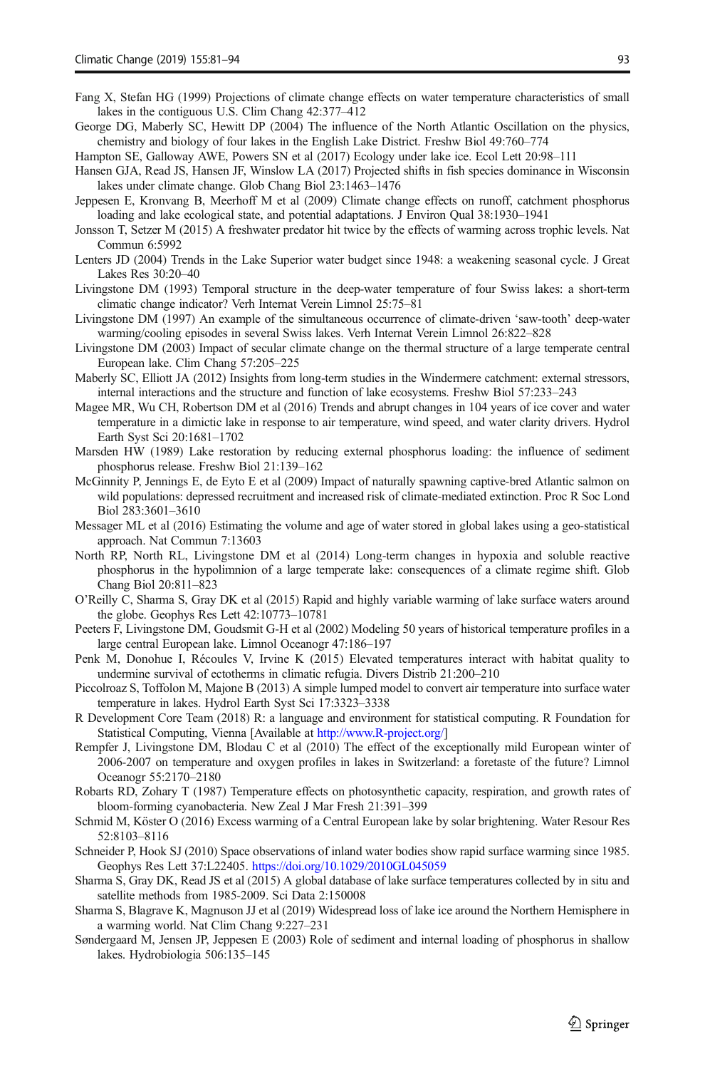Fang X, Stefan HG (1999) Projections of climate change effects on water temperature characteristics of small lakes in the contiguous U.S. Clim Chang 42:377–412

George DG, Maberly SC, Hewitt DP (2004) The influence of the North Atlantic Oscillation on the physics, chemistry and biology of four lakes in the English Lake District. Freshw Biol 49:760–774

Hampton SE, Galloway AWE, Powers SN et al (2017) Ecology under lake ice. Ecol Lett 20:98–111

Hansen GJA, Read JS, Hansen JF, Winslow LA (2017) Projected shifts in fish species dominance in Wisconsin lakes under climate change. Glob Chang Biol 23:1463–1476

Jeppesen E, Kronvang B, Meerhoff M et al (2009) Climate change effects on runoff, catchment phosphorus loading and lake ecological state, and potential adaptations. J Environ Qual 38:1930–1941

Jonsson T, Setzer M (2015) A freshwater predator hit twice by the effects of warming across trophic levels. Nat Commun 6:5992

Lenters JD (2004) Trends in the Lake Superior water budget since 1948: a weakening seasonal cycle. J Great Lakes Res 30:20–40

Livingstone DM (1993) Temporal structure in the deep-water temperature of four Swiss lakes: a short-term climatic change indicator? Verh Internat Verein Limnol 25:75–81

Livingstone DM (1997) An example of the simultaneous occurrence of climate-driven 'saw-tooth' deep-water warming/cooling episodes in several Swiss lakes. Verh Internat Verein Limnol 26:822–828

Livingstone DM (2003) Impact of secular climate change on the thermal structure of a large temperate central European lake. Clim Chang 57:205–225

Maberly SC, Elliott JA (2012) Insights from long-term studies in the Windermere catchment: external stressors, internal interactions and the structure and function of lake ecosystems. Freshw Biol 57:233–243

Magee MR, Wu CH, Robertson DM et al (2016) Trends and abrupt changes in 104 years of ice cover and water temperature in a dimictic lake in response to air temperature, wind speed, and water clarity drivers. Hydrol Earth Syst Sci 20:1681–1702

Marsden HW (1989) Lake restoration by reducing external phosphorus loading: the influence of sediment phosphorus release. Freshw Biol 21:139–162

McGinnity P, Jennings E, de Eyto E et al (2009) Impact of naturally spawning captive-bred Atlantic salmon on wild populations: depressed recruitment and increased risk of climate-mediated extinction. Proc R Soc Lond Biol 283:3601–3610

Messager ML et al (2016) Estimating the volume and age of water stored in global lakes using a geo-statistical approach. Nat Commun 7:13603

North RP, North RL, Livingstone DM et al (2014) Long-term changes in hypoxia and soluble reactive phosphorus in the hypolimnion of a large temperate lake: consequences of a climate regime shift. Glob Chang Biol 20:811–823

O'Reilly C, Sharma S, Gray DK et al (2015) Rapid and highly variable warming of lake surface waters around the globe. Geophys Res Lett 42:10773–10781

Peeters F, Livingstone DM, Goudsmit G-H et al (2002) Modeling 50 years of historical temperature profiles in a large central European lake. Limnol Oceanogr 47:186–197

Penk M, Donohue I, Récoules V, Irvine K (2015) Elevated temperatures interact with habitat quality to undermine survival of ectotherms in climatic refugia. Divers Distrib 21:200–210

Piccolroaz S, Toffolon M, Majone B (2013) A simple lumped model to convert air temperature into surface water temperature in lakes. Hydrol Earth Syst Sci 17:3323–3338

R Development Core Team (2018) R: a language and environment for statistical computing. R Foundation for Statistical Computing, Vienna [Available at http://www.R-project.org/]

Rempfer J, Livingstone DM, Blodau C et al (2010) The effect of the exceptionally mild European winter of 2006-2007 on temperature and oxygen profiles in lakes in Switzerland: a foretaste of the future? Limnol Oceanogr 55:2170–2180

Robarts RD, Zohary T (1987) Temperature effects on photosynthetic capacity, respiration, and growth rates of bloom-forming cyanobacteria. New Zeal J Mar Fresh 21:391–399

Schmid M, Köster O (2016) Excess warming of a Central European lake by solar brightening. Water Resour Res 52:8103–8116

Schneider P, Hook SJ (2010) Space observations of inland water bodies show rapid surface warming since 1985. Geophys Res Lett 37:L22405. https://doi.org/10.1029/2010GL045059

Sharma S, Gray DK, Read JS et al (2015) A global database of lake surface temperatures collected by in situ and satellite methods from 1985-2009. Sci Data 2:150008

Sharma S, Blagrave K, Magnuson JJ et al (2019) Widespread loss of lake ice around the Northern Hemisphere in a warming world. Nat Clim Chang 9:227–231

Søndergaard M, Jensen JP, Jeppesen E (2003) Role of sediment and internal loading of phosphorus in shallow lakes. Hydrobiologia 506:135–145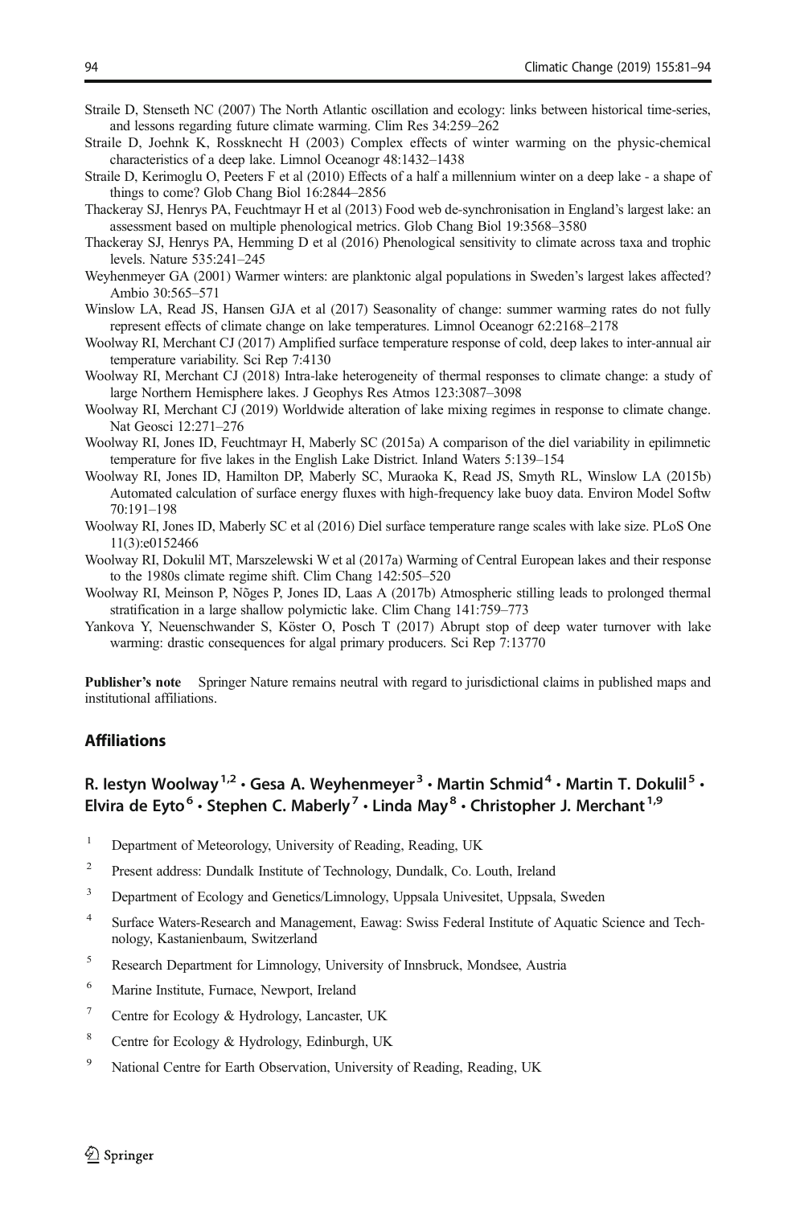Straile D, Stenseth NC (2007) The North Atlantic oscillation and ecology: links between historical time-series, and lessons regarding future climate warming. Clim Res 34:259–262

Straile D, Joehnk K, Rossknecht H (2003) Complex effects of winter warming on the physic-chemical characteristics of a deep lake. Limnol Oceanogr 48:1432–1438

Straile D, Kerimoglu O, Peeters F et al (2010) Effects of a half a millennium winter on a deep lake - a shape of things to come? Glob Chang Biol 16:2844–2856

Thackeray SJ, Henrys PA, Feuchtmayr H et al (2013) Food web de-synchronisation in England's largest lake: an assessment based on multiple phenological metrics. Glob Chang Biol 19:3568–3580

Thackeray SJ, Henrys PA, Hemming D et al (2016) Phenological sensitivity to climate across taxa and trophic levels. Nature 535:241–245

Weyhenmeyer GA (2001) Warmer winters: are planktonic algal populations in Sweden's largest lakes affected? Ambio 30:565–571

Winslow LA, Read JS, Hansen GJA et al (2017) Seasonality of change: summer warming rates do not fully represent effects of climate change on lake temperatures. Limnol Oceanogr 62:2168–2178

Woolway RI, Merchant CJ (2017) Amplified surface temperature response of cold, deep lakes to inter-annual air temperature variability. Sci Rep 7:4130

Woolway RI, Merchant CJ (2018) Intra-lake heterogeneity of thermal responses to climate change: a study of large Northern Hemisphere lakes. J Geophys Res Atmos 123:3087–3098

Woolway RI, Merchant CJ (2019) Worldwide alteration of lake mixing regimes in response to climate change. Nat Geosci 12:271–276

Woolway RI, Jones ID, Feuchtmayr H, Maberly SC (2015a) A comparison of the diel variability in epilimnetic temperature for five lakes in the English Lake District. Inland Waters 5:139–154

Woolway RI, Jones ID, Hamilton DP, Maberly SC, Muraoka K, Read JS, Smyth RL, Winslow LA (2015b) Automated calculation of surface energy fluxes with high-frequency lake buoy data. Environ Model Softw 70:191–198

Woolway RI, Jones ID, Maberly SC et al (2016) Diel surface temperature range scales with lake size. PLoS One 11(3):e0152466

Woolway RI, Dokulil MT, Marszelewski W et al (2017a) Warming of Central European lakes and their response to the 1980s climate regime shift. Clim Chang 142:505–520

Woolway RI, Meinson P, Nõges P, Jones ID, Laas A (2017b) Atmospheric stilling leads to prolonged thermal stratification in a large shallow polymictic lake. Clim Chang 141:759–773

Yankova Y, Neuenschwander S, Köster O, Posch T (2017) Abrupt stop of deep water turnover with lake warming: drastic consequences for algal primary producers. Sci Rep 7:13770

**Publisher's note** Springer Nature remains neutral with regard to jurisdictional claims in published maps and institutional affiliations.

## Affiliations

**R. Iestyn Woolway[1,2] · Gesa A. Weyhenmeyer[3] · Martin Schmid[4] · Martin T. Dokulil[5] · Elvira de Eyto[6] · Stephen C. Maberly[7] · Linda May[8] · Christopher J. Merchant[1,9]**

[1] Department of Meteorology, University of Reading, Reading, UK

[2] Present address: Dundalk Institute of Technology, Dundalk, Co. Louth, Ireland

[3] Department of Ecology and Genetics/Limnology, Uppsala Univesitet, Uppsala, Sweden

[4] Surface Waters-Research and Management, Eawag: Swiss Federal Institute of Aquatic Science and Technology, Kastanienbaum, Switzerland

[5] Research Department for Limnology, University of Innsbruck, Mondsee, Austria

[6] Marine Institute, Furnace, Newport, Ireland

[7] Centre for Ecology & Hydrology, Lancaster, UK

[8] Centre for Ecology & Hydrology, Edinburgh, UK

[9] National Centre for Earth Observation, University of Reading, Reading, UK